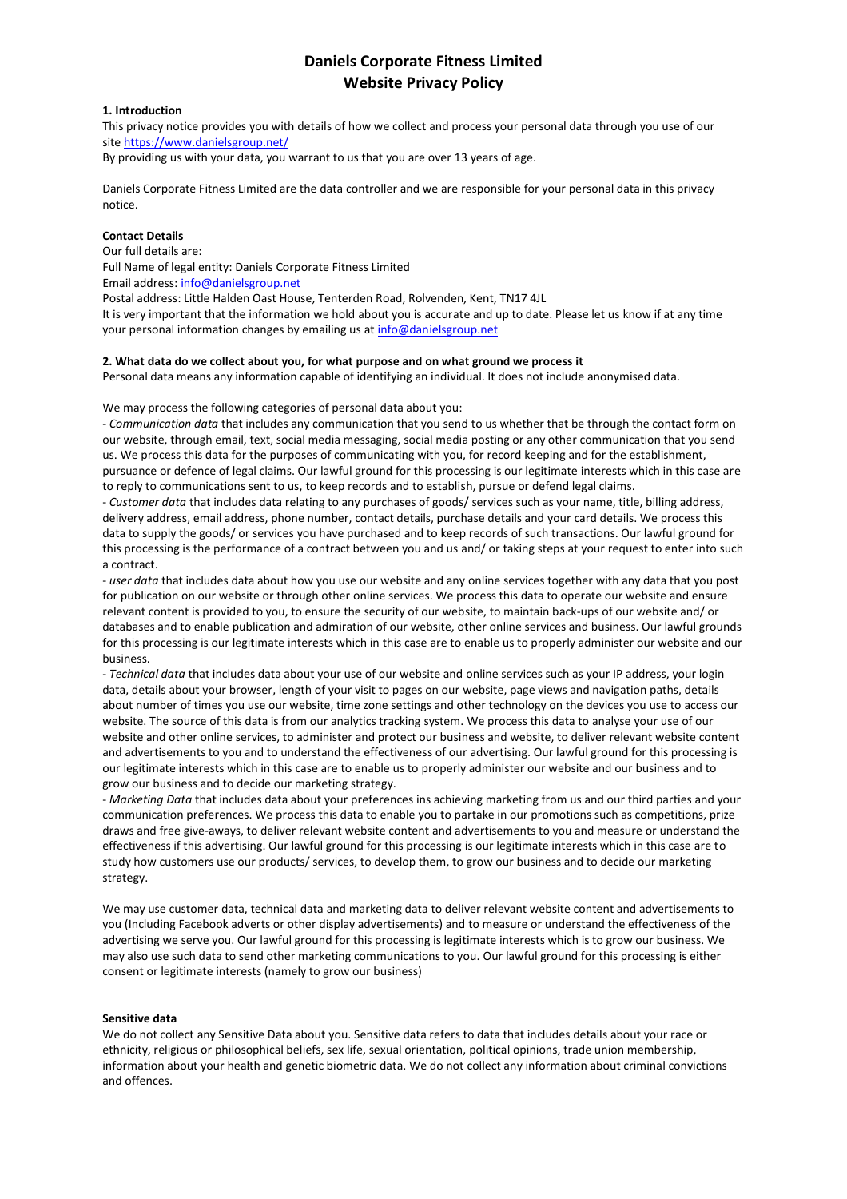# Daniels Corporate Fitness Limited
# Website Privacy Policy

**1. Introduction**

This privacy notice provides you with details of how we collect and process your personal data through you use of our site https://www.danielsgroup.net/

By providing us with your data, you warrant to us that you are over 13 years of age.

Daniels Corporate Fitness Limited are the data controller and we are responsible for your personal data in this privacy notice.

**Contact Details**

Our full details are:
Full Name of legal entity: Daniels Corporate Fitness Limited
Email address: info@danielsgroup.net
Postal address: Little Halden Oast House, Tenterden Road, Rolvenden, Kent, TN17 4JL
It is very important that the information we hold about you is accurate and up to date. Please let us know if at any time your personal information changes by emailing us at info@danielsgroup.net

**2. What data do we collect about you, for what purpose and on what ground we process it**

Personal data means any information capable of identifying an individual. It does not include anonymised data.

We may process the following categories of personal data about you:

- *Communication data* that includes any communication that you send to us whether that be through the contact form on our website, through email, text, social media messaging, social media posting or any other communication that you send us. We process this data for the purposes of communicating with you, for record keeping and for the establishment, pursuance or defence of legal claims. Our lawful ground for this processing is our legitimate interests which in this case are to reply to communications sent to us, to keep records and to establish, pursue or defend legal claims.
- *Customer data* that includes data relating to any purchases of goods/ services such as your name, title, billing address, delivery address, email address, phone number, contact details, purchase details and your card details. We process this data to supply the goods/ or services you have purchased and to keep records of such transactions. Our lawful ground for this processing is the performance of a contract between you and us and/ or taking steps at your request to enter into such a contract.
- *user data* that includes data about how you use our website and any online services together with any data that you post for publication on our website or through other online services. We process this data to operate our website and ensure relevant content is provided to you, to ensure the security of our website, to maintain back-ups of our website and/ or databases and to enable publication and admiration of our website, other online services and business. Our lawful grounds for this processing is our legitimate interests which in this case are to enable us to properly administer our website and our business.
- *Technical data* that includes data about your use of our website and online services such as your IP address, your login data, details about your browser, length of your visit to pages on our website, page views and navigation paths, details about number of times you use our website, time zone settings and other technology on the devices you use to access our website. The source of this data is from our analytics tracking system. We process this data to analyse your use of our website and other online services, to administer and protect our business and website, to deliver relevant website content and advertisements to you and to understand the effectiveness of our advertising. Our lawful ground for this processing is our legitimate interests which in this case are to enable us to properly administer our website and our business and to grow our business and to decide our marketing strategy.
- *Marketing Data* that includes data about your preferences ins achieving marketing from us and our third parties and your communication preferences. We process this data to enable you to partake in our promotions such as competitions, prize draws and free give-aways, to deliver relevant website content and advertisements to you and measure or understand the effectiveness if this advertising. Our lawful ground for this processing is our legitimate interests which in this case are to study how customers use our products/ services, to develop them, to grow our business and to decide our marketing strategy.

We may use customer data, technical data and marketing data to deliver relevant website content and advertisements to you (Including Facebook adverts or other display advertisements) and to measure or understand the effectiveness of the advertising we serve you. Our lawful ground for this processing is legitimate interests which is to grow our business. We may also use such data to send other marketing communications to you. Our lawful ground for this processing is either consent or legitimate interests (namely to grow our business)

**Sensitive data**

We do not collect any Sensitive Data about you. Sensitive data refers to data that includes details about your race or ethnicity, religious or philosophical beliefs, sex life, sexual orientation, political opinions, trade union membership, information about your health and genetic biometric data. We do not collect any information about criminal convictions and offences.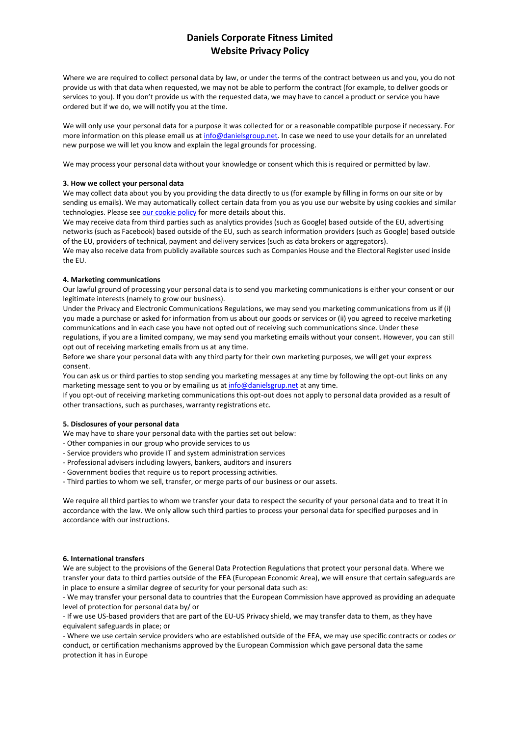# Daniels Corporate Fitness Limited
# Website Privacy Policy

Where we are required to collect personal data by law, or under the terms of the contract between us and you, you do not provide us with that data when requested, we may not be able to perform the contract (for example, to deliver goods or services to you). If you don't provide us with the requested data, we may have to cancel a product or service you have ordered but if we do, we will notify you at the time.

We will only use your personal data for a purpose it was collected for or a reasonable compatible purpose if necessary. For more information on this please email us at info@danielsgroup.net. In case we need to use your details for an unrelated new purpose we will let you know and explain the legal grounds for processing.

We may process your personal data without your knowledge or consent which this is required or permitted by law.

**3. How we collect your personal data**

We may collect data about you by you providing the data directly to us (for example by filling in forms on our site or by sending us emails). We may automatically collect certain data from you as you use our website by using cookies and similar technologies. Please see our cookie policy for more details about this.

We may receive data from third parties such as analytics provides (such as Google) based outside of the EU, advertising networks (such as Facebook) based outside of the EU, such as search information providers (such as Google) based outside of the EU, providers of technical, payment and delivery services (such as data brokers or aggregators).

We may also receive data from publicly available sources such as Companies House and the Electoral Register used inside the EU.

**4. Marketing communications**

Our lawful ground of processing your personal data is to send you marketing communications is either your consent or our legitimate interests (namely to grow our business).

Under the Privacy and Electronic Communications Regulations, we may send you marketing communications from us if (i) you made a purchase or asked for information from us about our goods or services or (ii) you agreed to receive marketing communications and in each case you have not opted out of receiving such communications since. Under these regulations, if you are a limited company, we may send you marketing emails without your consent. However, you can still opt out of receiving marketing emails from us at any time.

Before we share your personal data with any third party for their own marketing purposes, we will get your express consent.

You can ask us or third parties to stop sending you marketing messages at any time by following the opt-out links on any marketing message sent to you or by emailing us at info@danielsgrup.net at any time.

If you opt-out of receiving marketing communications this opt-out does not apply to personal data provided as a result of other transactions, such as purchases, warranty registrations etc.

**5. Disclosures of your personal data**

We may have to share your personal data with the parties set out below:

- Other companies in our group who provide services to us
- Service providers who provide IT and system administration services
- Professional advisers including lawyers, bankers, auditors and insurers
- Government bodies that require us to report processing activities.
- Third parties to whom we sell, transfer, or merge parts of our business or our assets.

We require all third parties to whom we transfer your data to respect the security of your personal data and to treat it in accordance with the law. We only allow such third parties to process your personal data for specified purposes and in accordance with our instructions.

**6. International transfers**

We are subject to the provisions of the General Data Protection Regulations that protect your personal data. Where we transfer your data to third parties outside of the EEA (European Economic Area), we will ensure that certain safeguards are in place to ensure a similar degree of security for your personal data such as:

- We may transfer your personal data to countries that the European Commission have approved as providing an adequate level of protection for personal data by/ or
- If we use US-based providers that are part of the EU-US Privacy shield, we may transfer data to them, as they have equivalent safeguards in place; or
- Where we use certain service providers who are established outside of the EEA, we may use specific contracts or codes or conduct, or certification mechanisms approved by the European Commission which gave personal data the same protection it has in Europe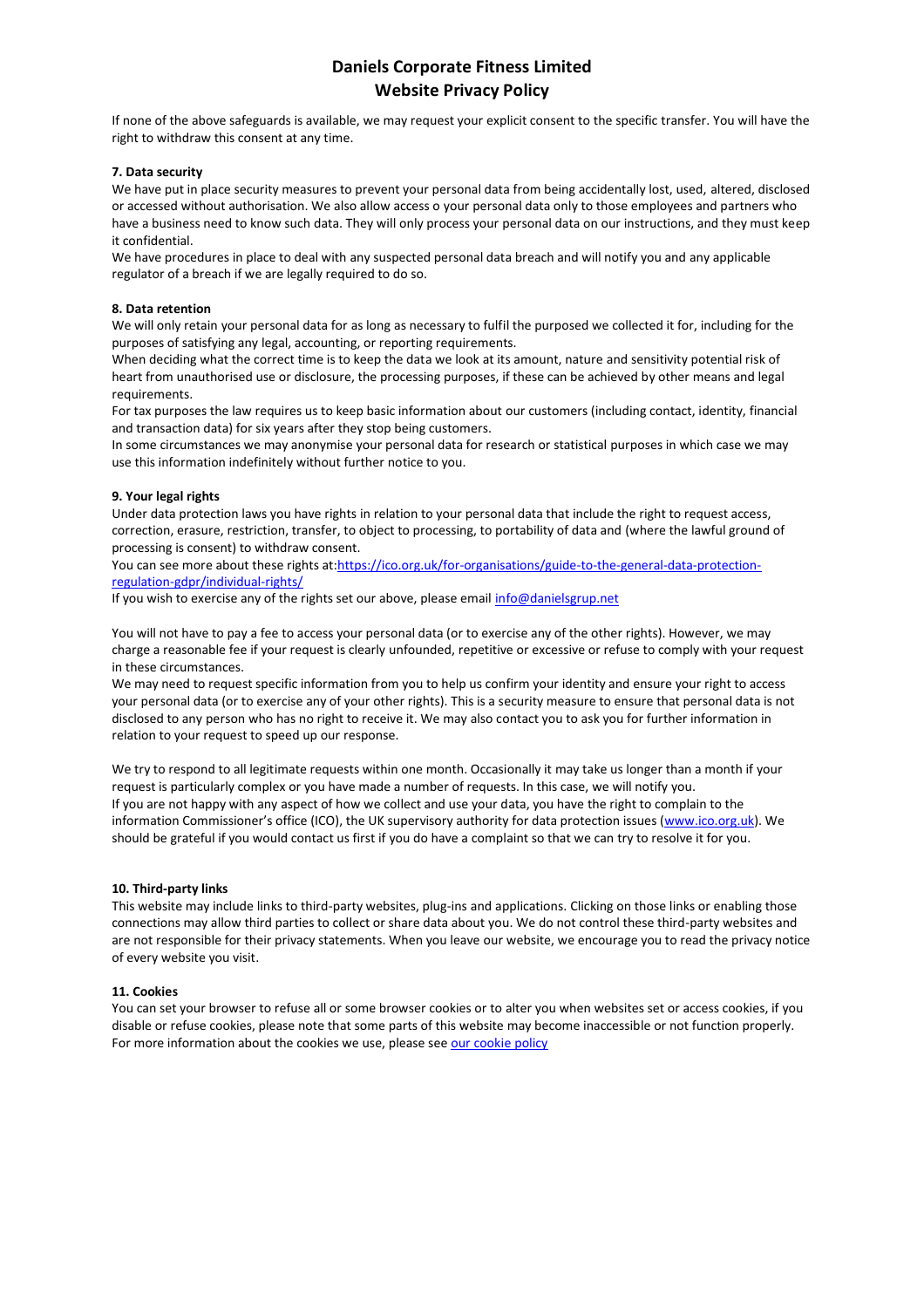If none of the above safeguards is available, we may request your explicit consent to the specific transfer. You will have the right to withdraw this consent at any time.

**7. Data security**

We have put in place security measures to prevent your personal data from being accidentally lost, used, altered, disclosed or accessed without authorisation. We also allow access o your personal data only to those employees and partners who have a business need to know such data. They will only process your personal data on our instructions, and they must keep it confidential.

We have procedures in place to deal with any suspected personal data breach and will notify you and any applicable regulator of a breach if we are legally required to do so.

**8. Data retention**

We will only retain your personal data for as long as necessary to fulfil the purposed we collected it for, including for the purposes of satisfying any legal, accounting, or reporting requirements.

When deciding what the correct time is to keep the data we look at its amount, nature and sensitivity potential risk of heart from unauthorised use or disclosure, the processing purposes, if these can be achieved by other means and legal requirements.

For tax purposes the law requires us to keep basic information about our customers (including contact, identity, financial and transaction data) for six years after they stop being customers.

In some circumstances we may anonymise your personal data for research or statistical purposes in which case we may use this information indefinitely without further notice to you.

**9. Your legal rights**

Under data protection laws you have rights in relation to your personal data that include the right to request access, correction, erasure, restriction, transfer, to object to processing, to portability of data and (where the lawful ground of processing is consent) to withdraw consent.

You can see more about these rights at:[https://ico.org.uk/for-organisations/guide-to-the-general-data-protection-regulation-gdpr/individual-rights/](https://ico.org.uk/for-organisations/guide-to-the-general-data-protection-regulation-gdpr/individual-rights/)

If you wish to exercise any of the rights set our above, please email info@danielsgrup.net

You will not have to pay a fee to access your personal data (or to exercise any of the other rights). However, we may charge a reasonable fee if your request is clearly unfounded, repetitive or excessive or refuse to comply with your request in these circumstances.

We may need to request specific information from you to help us confirm your identity and ensure your right to access your personal data (or to exercise any of your other rights). This is a security measure to ensure that personal data is not disclosed to any person who has no right to receive it. We may also contact you to ask you for further information in relation to your request to speed up our response.

We try to respond to all legitimate requests within one month. Occasionally it may take us longer than a month if your request is particularly complex or you have made a number of requests. In this case, we will notify you.

If you are not happy with any aspect of how we collect and use your data, you have the right to complain to the information Commissioner's office (ICO), the UK supervisory authority for data protection issues ([www.ico.org.uk](http://www.ico.org.uk)). We should be grateful if you would contact us first if you do have a complaint so that we can try to resolve it for you.

**10. Third-party links**

This website may include links to third-party websites, plug-ins and applications. Clicking on those links or enabling those connections may allow third parties to collect or share data about you. We do not control these third-party websites and are not responsible for their privacy statements. When you leave our website, we encourage you to read the privacy notice of every website you visit.

**11. Cookies**

You can set your browser to refuse all or some browser cookies or to alter you when websites set or access cookies, if you disable or refuse cookies, please note that some parts of this website may become inaccessible or not function properly. For more information about the cookies we use, please see our cookie policy